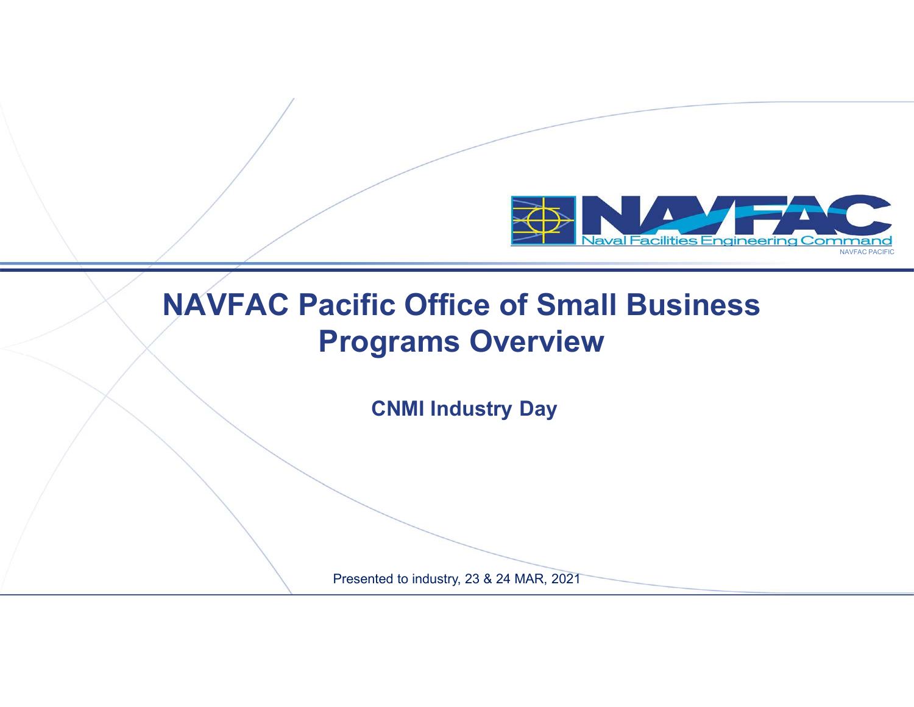# NAVFAC Pacific Office of Small Business Programs Overview

**CNMI Industry Day**

Presented to industry, 23 & 24 MAR, 2021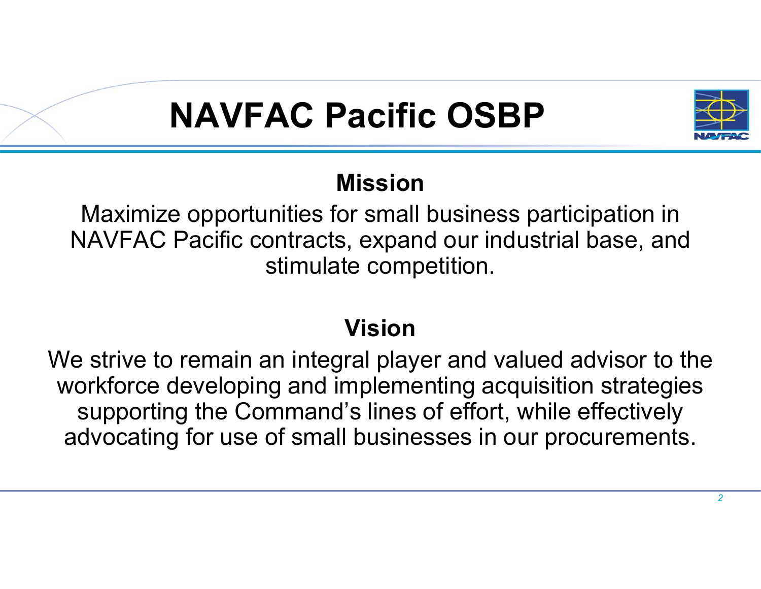# NAVFAC Pacific OSBP

## Mission

Maximize opportunities for small business participation in NAVFAC Pacific contracts, expand our industrial base, and stimulate competition.

## Vision

We strive to remain an integral player and valued advisor to the workforce developing and implementing acquisition strategies supporting the Command's lines of effort, while effectively advocating for use of small businesses in our procurements.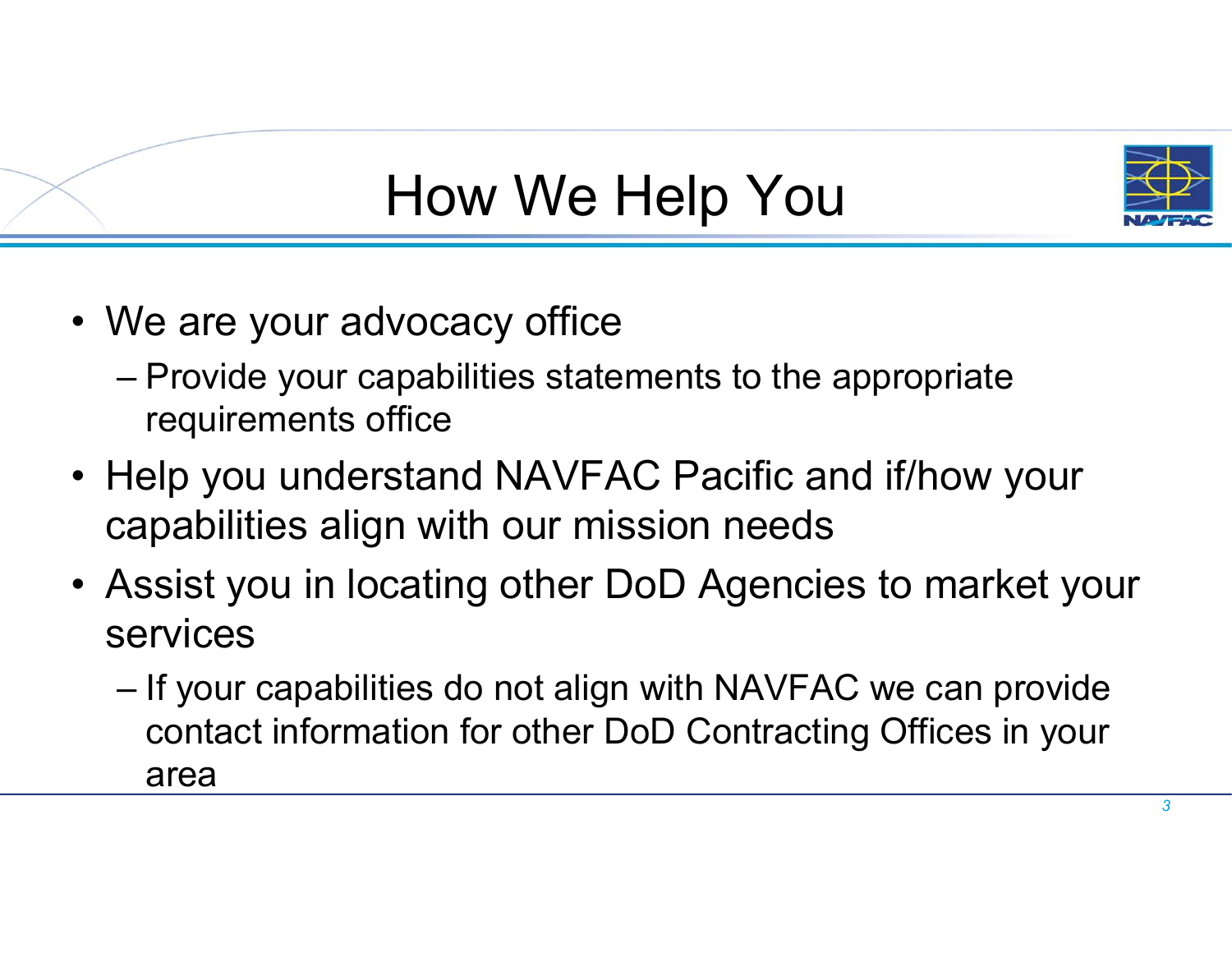# How We Help You

- We are your advocacy office
  - Provide your capabilities statements to the appropriate requirements office
- Help you understand NAVFAC Pacific and if/how your capabilities align with our mission needs
- Assist you in locating other DoD Agencies to market your services
  - If your capabilities do not align with NAVFAC we can provide contact information for other DoD Contracting Offices in your area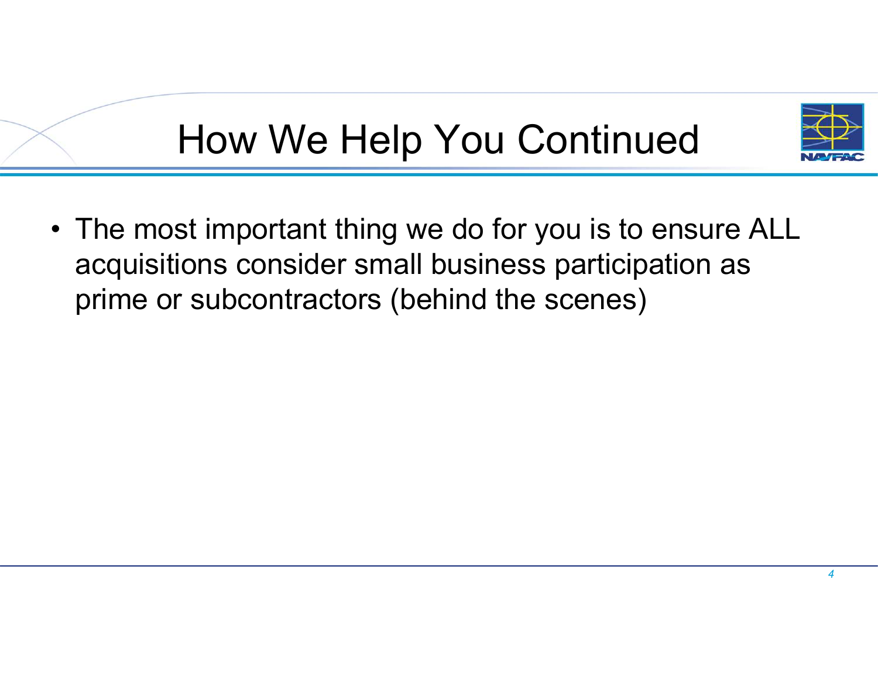# How We Help You Continued

- The most important thing we do for you is to ensure ALL acquisitions consider small business participation as prime or subcontractors (behind the scenes)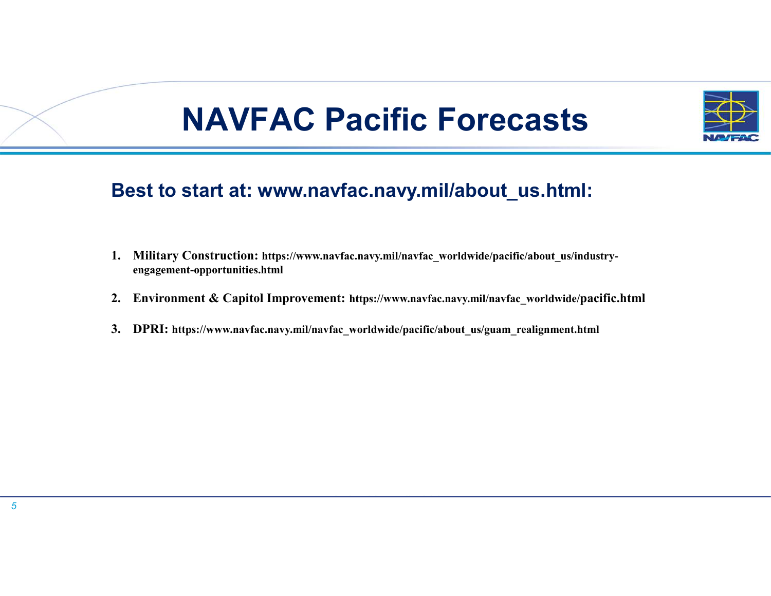# NAVFAC Pacific Forecasts

## Best to start at: www.navfac.navy.mil/about_us.html:

1. **Military Construction:** https://www.navfac.navy.mil/navfac_worldwide/pacific/about_us/industry-engagement-opportunities.html

2. **Environment & Capitol Improvement:** https://www.navfac.navy.mil/navfac_worldwide/pacific.html

3. **DPRI:** https://www.navfac.navy.mil/navfac_worldwide/pacific/about_us/guam_realignment.html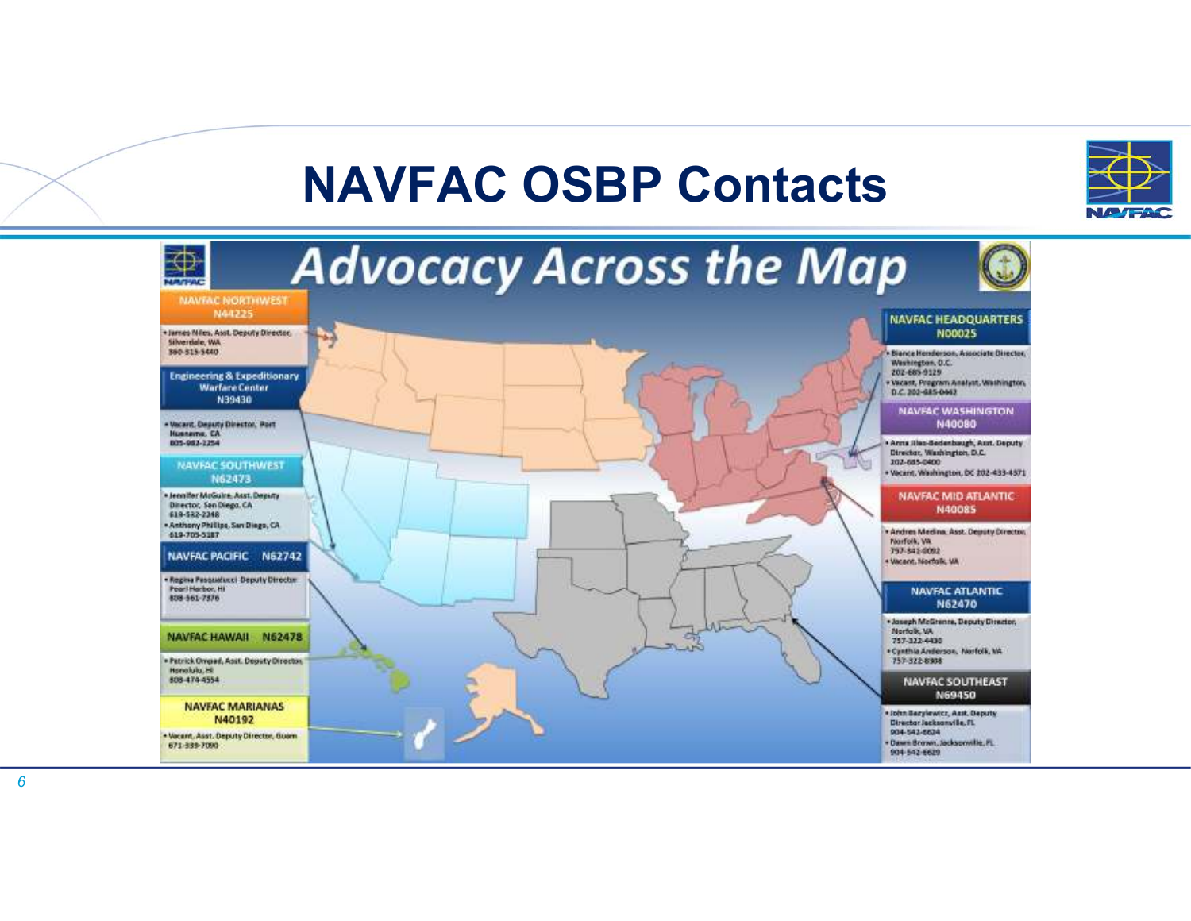# NAVFAC OSBP Contacts

## Advocacy Across the Map

**NAVFAC NORTHWEST N44225**

- James Niles, Asst. Deputy Director, Silverdale, WA 360-515-5440

**Engineering & Expeditionary Warfare Center N39430**

- Vacant, Deputy Director, Port Hueneme, CA 805-982-1254

**NAVFAC SOUTHWEST N62473**

- Jennifer McGuire, Asst. Deputy Director, San Diego, CA 619-532-2248
- Anthony Phillips, San Diego, CA 619-705-5187

**NAVFAC PACIFIC N62742**

- Regina Pasqualucci Deputy Director Pearl Harbor, HI 808-561-7376

**NAVFAC HAWAII N62478**

- Patrick Ompad, Asst. Deputy Director, Honolulu, HI 808-474-4554

**NAVFAC MARIANAS N40192**

- Vacant, Asst. Deputy Director, Guam 671-339-7090

**NAVFAC HEADQUARTERS N00025**

- Bianca Henderson, Associate Director, Washington, D.C. 202-685-9129
- Vacant, Program Analyst, Washington, D.C. 202-685-0462

**NAVFAC WASHINGTON N40080**

- Anna Illes-Bedenbaugh, Asst. Deputy Director, Washington, D.C. 202-685-0400
- Vacant, Washington, DC 202-433-4371

**NAVFAC MID ATLANTIC N40085**

- Andres Medina, Asst. Deputy Director, Norfolk, VA 757-341-0092
- Vacant, Norfolk, VA

**NAVFAC ATLANTIC N62470**

- Joseph McGrenra, Deputy Director, Norfolk, VA 757-322-4430
- Cynthia Anderson, Norfolk, VA 757-322-8308

**NAVFAC SOUTHEAST N69450**

- John Bazylewicz, Asst. Deputy Director Jacksonville, FL 904-542-6624
- Dawn Brown, Jacksonville, FL 904-542-6629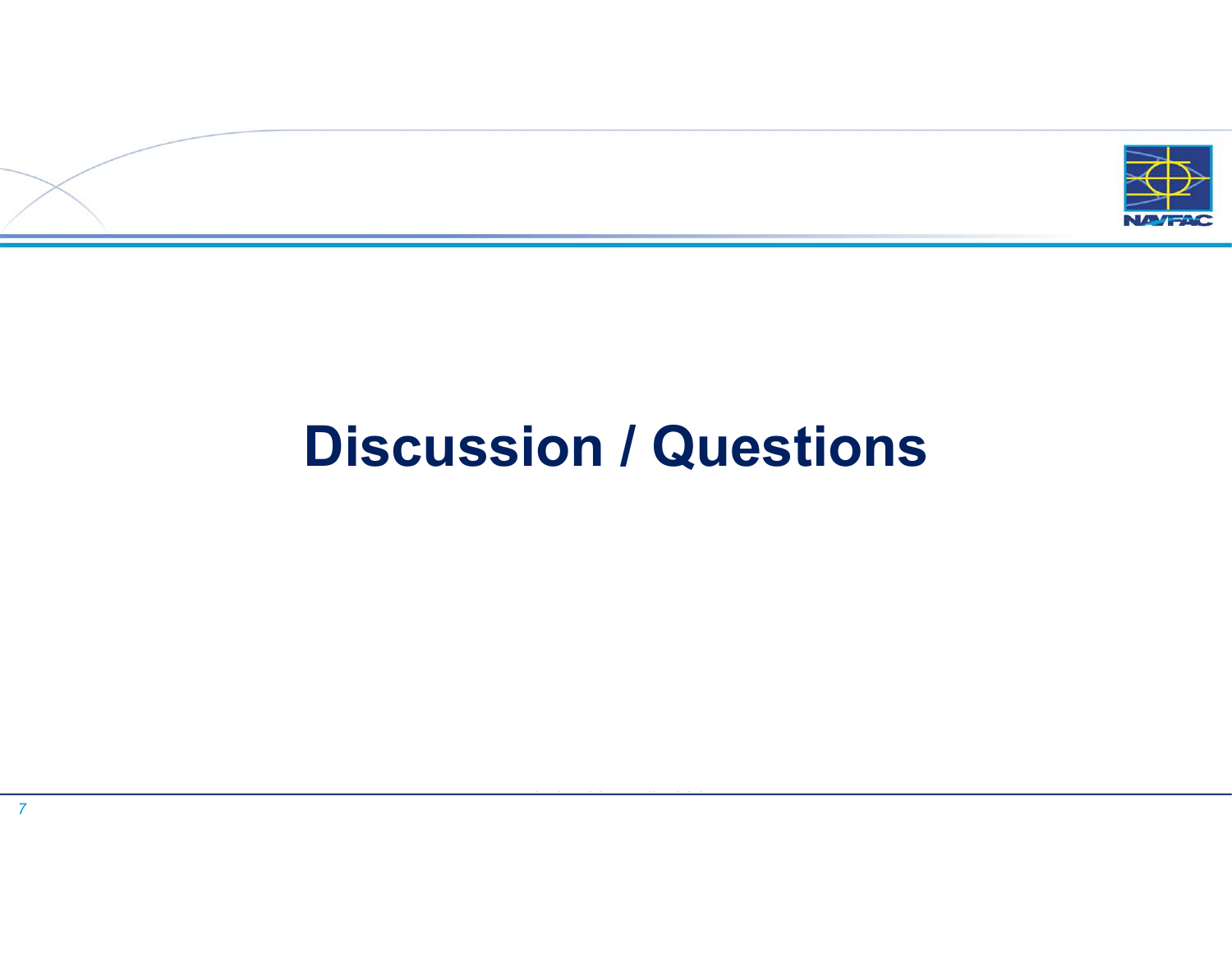# Discussion / Questions